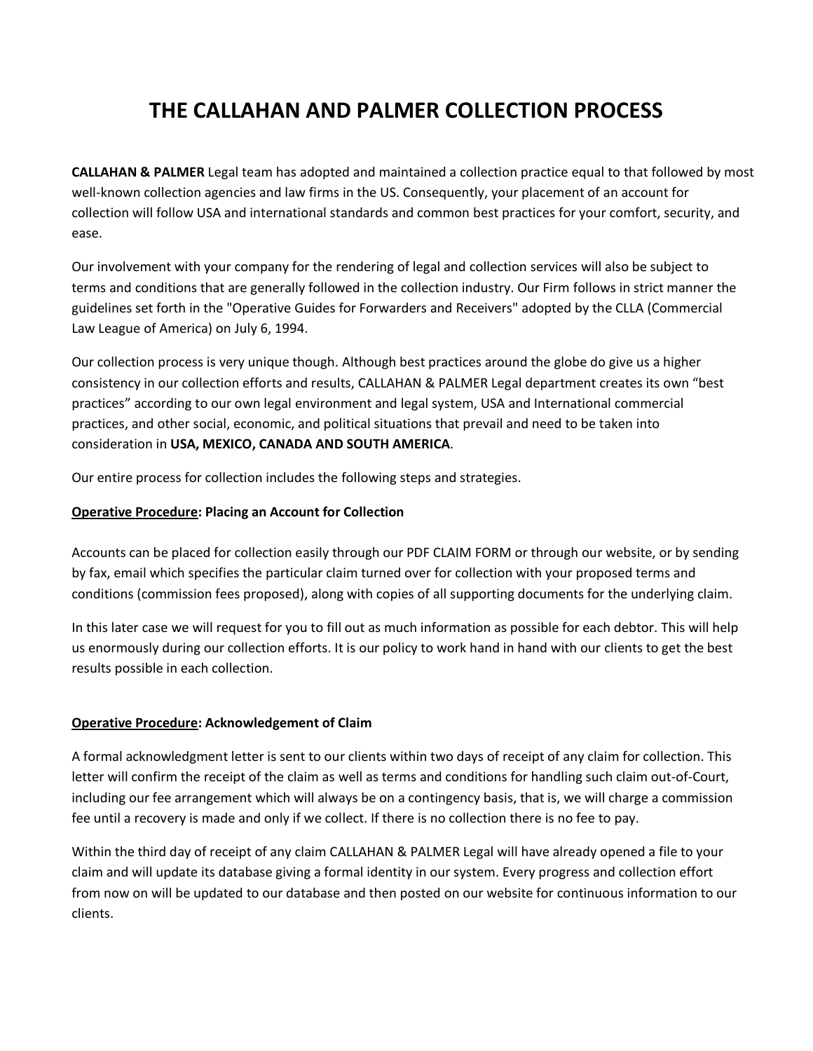# THE CALLAHAN AND PALMER COLLECTION PROCESS

**CALLAHAN & PALMER** Legal team has adopted and maintained a collection practice equal to that followed by most well-known collection agencies and law firms in the US. Consequently, your placement of an account for collection will follow USA and international standards and common best practices for your comfort, security, and ease.

Our involvement with your company for the rendering of legal and collection services will also be subject to terms and conditions that are generally followed in the collection industry. Our Firm follows in strict manner the guidelines set forth in the "Operative Guides for Forwarders and Receivers" adopted by the CLLA (Commercial Law League of America) on July 6, 1994.

Our collection process is very unique though. Although best practices around the globe do give us a higher consistency in our collection efforts and results, CALLAHAN & PALMER Legal department creates its own "best practices" according to our own legal environment and legal system, USA and International commercial practices, and other social, economic, and political situations that prevail and need to be taken into consideration in **USA, MEXICO, CANADA AND SOUTH AMERICA**.

Our entire process for collection includes the following steps and strategies.

**<u>Operative Procedure</u>: Placing an Account for Collection**

Accounts can be placed for collection easily through our PDF CLAIM FORM or through our website, or by sending by fax, email which specifies the particular claim turned over for collection with your proposed terms and conditions (commission fees proposed), along with copies of all supporting documents for the underlying claim.

In this later case we will request for you to fill out as much information as possible for each debtor. This will help us enormously during our collection efforts. It is our policy to work hand in hand with our clients to get the best results possible in each collection.

**<u>Operative Procedure</u>: Acknowledgement of Claim**

A formal acknowledgment letter is sent to our clients within two days of receipt of any claim for collection. This letter will confirm the receipt of the claim as well as terms and conditions for handling such claim out-of-Court, including our fee arrangement which will always be on a contingency basis, that is, we will charge a commission fee until a recovery is made and only if we collect. If there is no collection there is no fee to pay.

Within the third day of receipt of any claim CALLAHAN & PALMER Legal will have already opened a file to your claim and will update its database giving a formal identity in our system. Every progress and collection effort from now on will be updated to our database and then posted on our website for continuous information to our clients.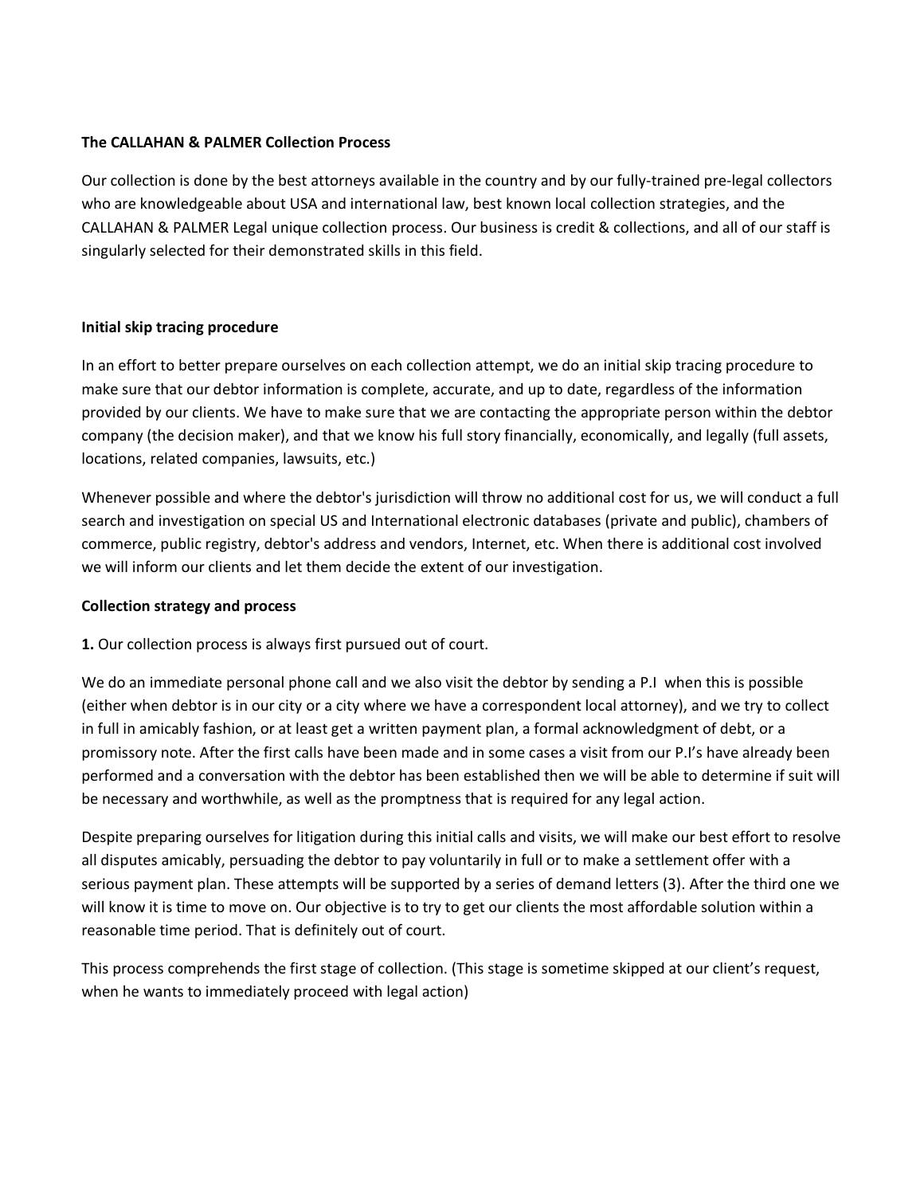**The CALLAHAN & PALMER Collection Process**

Our collection is done by the best attorneys available in the country and by our fully-trained pre-legal collectors who are knowledgeable about USA and international law, best known local collection strategies, and the CALLAHAN & PALMER Legal unique collection process. Our business is credit & collections, and all of our staff is singularly selected for their demonstrated skills in this field.

**Initial skip tracing procedure**

In an effort to better prepare ourselves on each collection attempt, we do an initial skip tracing procedure to make sure that our debtor information is complete, accurate, and up to date, regardless of the information provided by our clients. We have to make sure that we are contacting the appropriate person within the debtor company (the decision maker), and that we know his full story financially, economically, and legally (full assets, locations, related companies, lawsuits, etc.)

Whenever possible and where the debtor's jurisdiction will throw no additional cost for us, we will conduct a full search and investigation on special US and International electronic databases (private and public), chambers of commerce, public registry, debtor's address and vendors, Internet, etc. When there is additional cost involved we will inform our clients and let them decide the extent of our investigation.

**Collection strategy and process**

**1.** Our collection process is always first pursued out of court.

We do an immediate personal phone call and we also visit the debtor by sending a P.I when this is possible (either when debtor is in our city or a city where we have a correspondent local attorney), and we try to collect in full in amicably fashion, or at least get a written payment plan, a formal acknowledgment of debt, or a promissory note. After the first calls have been made and in some cases a visit from our P.I's have already been performed and a conversation with the debtor has been established then we will be able to determine if suit will be necessary and worthwhile, as well as the promptness that is required for any legal action.

Despite preparing ourselves for litigation during this initial calls and visits, we will make our best effort to resolve all disputes amicably, persuading the debtor to pay voluntarily in full or to make a settlement offer with a serious payment plan. These attempts will be supported by a series of demand letters (3). After the third one we will know it is time to move on. Our objective is to try to get our clients the most affordable solution within a reasonable time period. That is definitely out of court.

This process comprehends the first stage of collection. (This stage is sometime skipped at our client's request, when he wants to immediately proceed with legal action)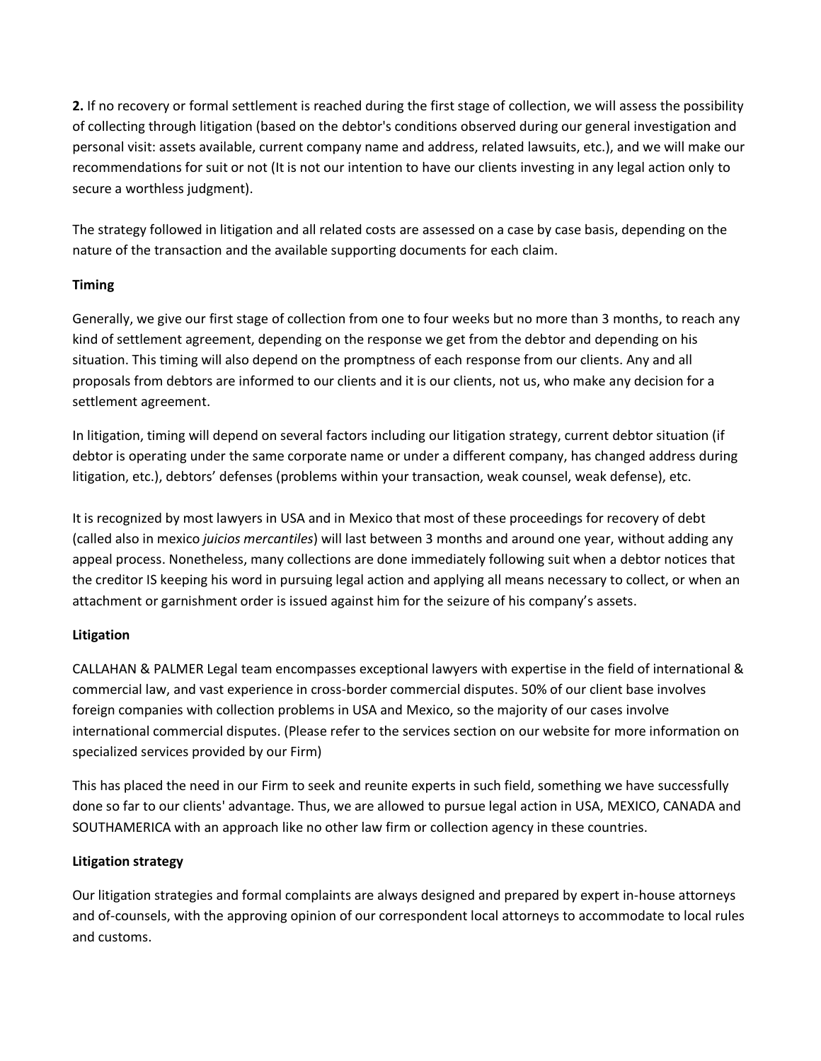**2.** If no recovery or formal settlement is reached during the first stage of collection, we will assess the possibility of collecting through litigation (based on the debtor's conditions observed during our general investigation and personal visit: assets available, current company name and address, related lawsuits, etc.), and we will make our recommendations for suit or not (It is not our intention to have our clients investing in any legal action only to secure a worthless judgment).

The strategy followed in litigation and all related costs are assessed on a case by case basis, depending on the nature of the transaction and the available supporting documents for each claim.

**Timing**

Generally, we give our first stage of collection from one to four weeks but no more than 3 months, to reach any kind of settlement agreement, depending on the response we get from the debtor and depending on his situation. This timing will also depend on the promptness of each response from our clients. Any and all proposals from debtors are informed to our clients and it is our clients, not us, who make any decision for a settlement agreement.

In litigation, timing will depend on several factors including our litigation strategy, current debtor situation (if debtor is operating under the same corporate name or under a different company, has changed address during litigation, etc.), debtors' defenses (problems within your transaction, weak counsel, weak defense), etc.

It is recognized by most lawyers in USA and in Mexico that most of these proceedings for recovery of debt (called also in mexico *juicios mercantiles*) will last between 3 months and around one year, without adding any appeal process. Nonetheless, many collections are done immediately following suit when a debtor notices that the creditor IS keeping his word in pursuing legal action and applying all means necessary to collect, or when an attachment or garnishment order is issued against him for the seizure of his company's assets.

**Litigation**

CALLAHAN & PALMER Legal team encompasses exceptional lawyers with expertise in the field of international & commercial law, and vast experience in cross-border commercial disputes. 50% of our client base involves foreign companies with collection problems in USA and Mexico, so the majority of our cases involve international commercial disputes. (Please refer to the services section on our website for more information on specialized services provided by our Firm)

This has placed the need in our Firm to seek and reunite experts in such field, something we have successfully done so far to our clients' advantage. Thus, we are allowed to pursue legal action in USA, MEXICO, CANADA and SOUTHAMERICA with an approach like no other law firm or collection agency in these countries.

**Litigation strategy**

Our litigation strategies and formal complaints are always designed and prepared by expert in-house attorneys and of-counsels, with the approving opinion of our correspondent local attorneys to accommodate to local rules and customs.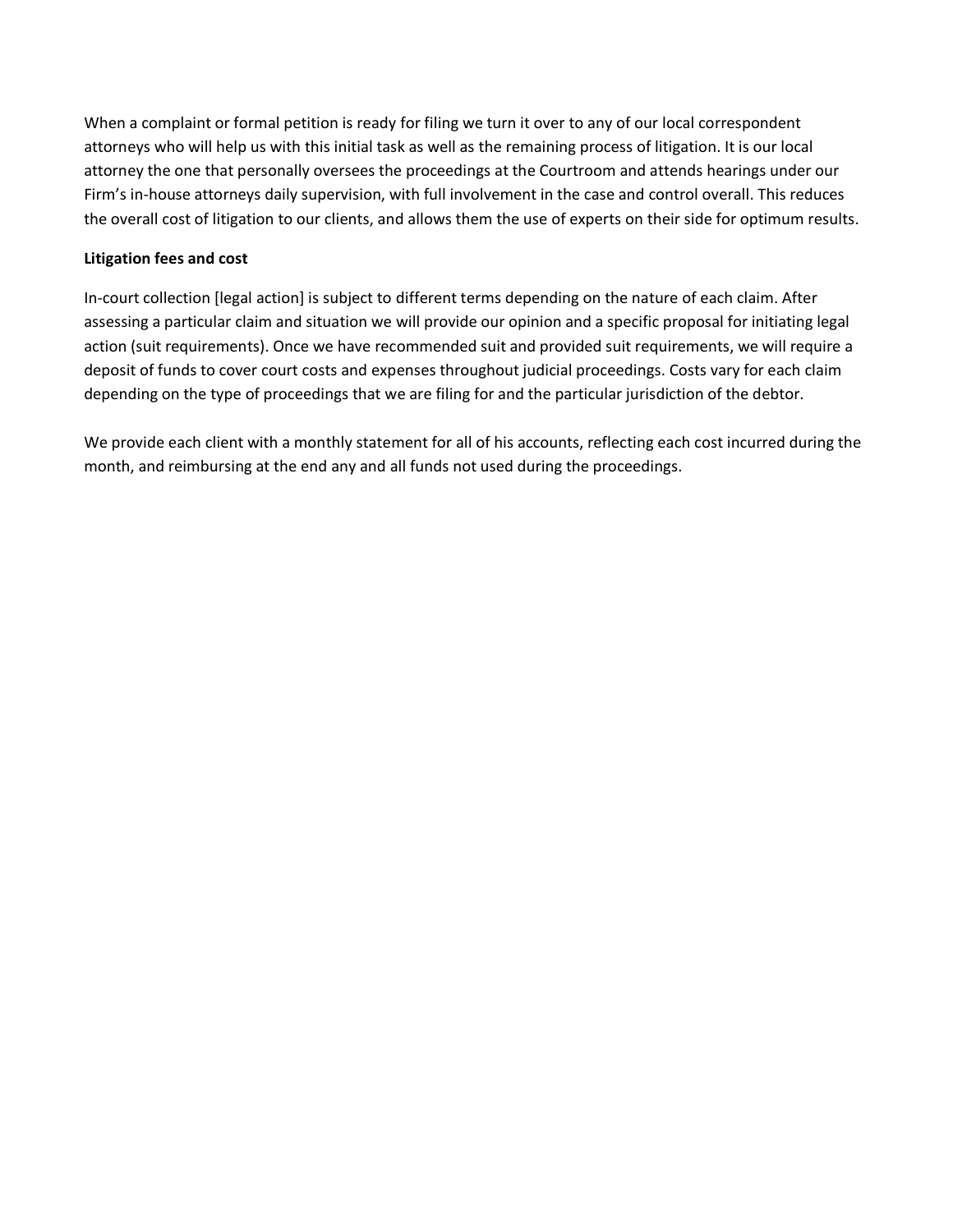When a complaint or formal petition is ready for filing we turn it over to any of our local correspondent attorneys who will help us with this initial task as well as the remaining process of litigation. It is our local attorney the one that personally oversees the proceedings at the Courtroom and attends hearings under our Firm's in-house attorneys daily supervision, with full involvement in the case and control overall. This reduces the overall cost of litigation to our clients, and allows them the use of experts on their side for optimum results.

**Litigation fees and cost**

In-court collection [legal action] is subject to different terms depending on the nature of each claim. After assessing a particular claim and situation we will provide our opinion and a specific proposal for initiating legal action (suit requirements). Once we have recommended suit and provided suit requirements, we will require a deposit of funds to cover court costs and expenses throughout judicial proceedings. Costs vary for each claim depending on the type of proceedings that we are filing for and the particular jurisdiction of the debtor.

We provide each client with a monthly statement for all of his accounts, reflecting each cost incurred during the month, and reimbursing at the end any and all funds not used during the proceedings.